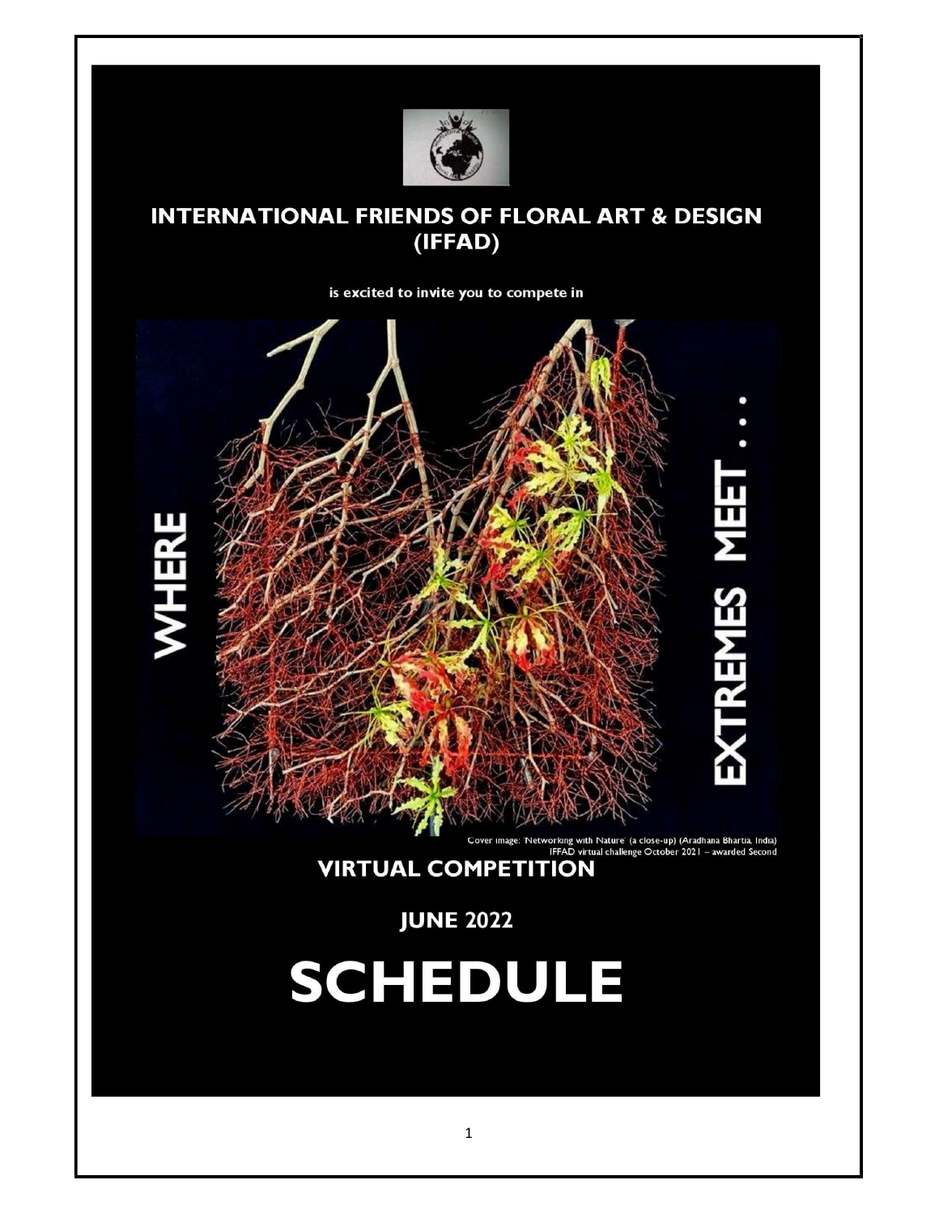# INTERNATIONAL FRIENDS OF FLORAL ART & DESIGN (IFFAD)

is excited to invite you to compete in

WHERE EXTREMES MEET . . .

Cover image: 'Networking with Nature' (a close-up) (Aradhana Bhartia, India)
IFFAD virtual challenge October 2021 – awarded Second

## VIRTUAL COMPETITION

## JUNE 2022

# SCHEDULE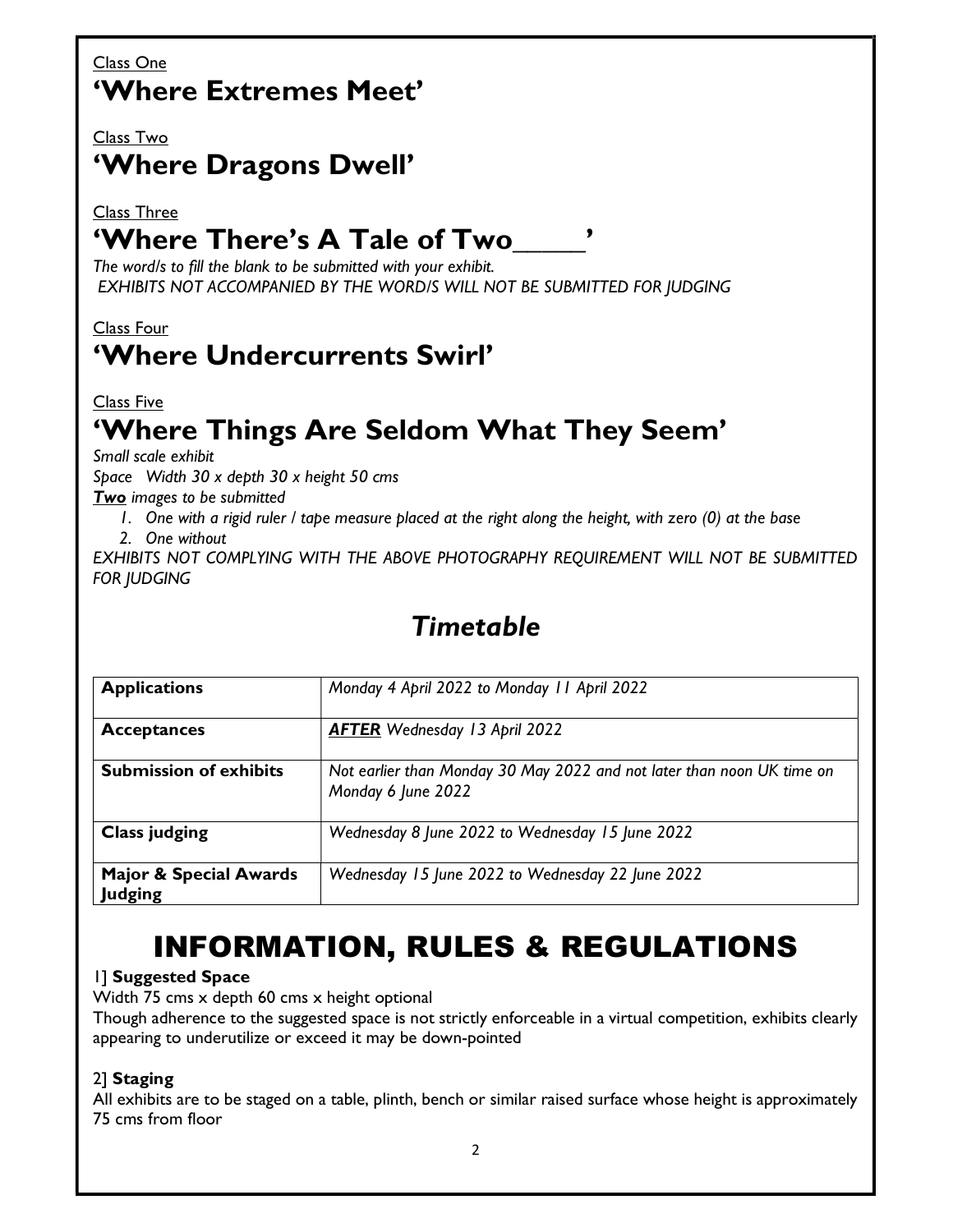Class One

## 'Where Extremes Meet'

Class Two

## 'Where Dragons Dwell'

Class Three

## 'Where There's A Tale of Two_____'

*The word/s to fill the blank to be submitted with your exhibit.*
*EXHIBITS NOT ACCOMPANIED BY THE WORD/S WILL NOT BE SUBMITTED FOR JUDGING*

Class Four

## 'Where Undercurrents Swirl'

Class Five

## 'Where Things Are Seldom What They Seem'

*Small scale exhibit*
*Space Width 30 x depth 30 x height 50 cms*
***Two** images to be submitted*

1. *One with a rigid ruler / tape measure placed at the right along the height, with zero (0) at the base*
2. *One without*

*EXHIBITS NOT COMPLYING WITH THE ABOVE PHOTOGRAPHY REQUIREMENT WILL NOT BE SUBMITTED FOR JUDGING*

## *Timetable*

| | |
|---|---|
| **Applications** | *Monday 4 April 2022 to Monday 11 April 2022* |
| **Acceptances** | ***AFTER** Wednesday 13 April 2022* |
| **Submission of exhibits** | *Not earlier than Monday 30 May 2022 and not later than noon UK time on Monday 6 June 2022* |
| **Class judging** | *Wednesday 8 June 2022 to Wednesday 15 June 2022* |
| **Major & Special Awards Judging** | *Wednesday 15 June 2022 to Wednesday 22 June 2022* |

# INFORMATION, RULES & REGULATIONS

1] **Suggested Space**
Width 75 cms x depth 60 cms x height optional
Though adherence to the suggested space is not strictly enforceable in a virtual competition, exhibits clearly appearing to underutilize or exceed it may be down-pointed

2] **Staging**
All exhibits are to be staged on a table, plinth, bench or similar raised surface whose height is approximately 75 cms from floor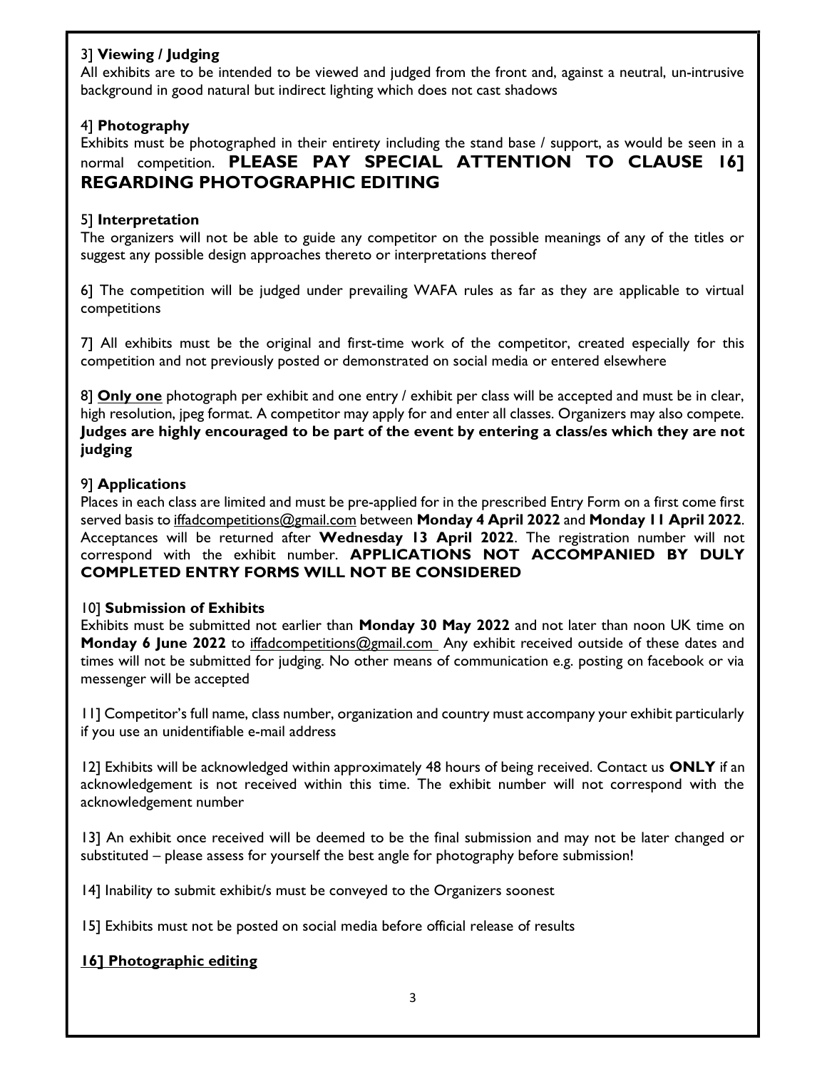3] **Viewing / Judging**
All exhibits are to be intended to be viewed and judged from the front and, against a neutral, un-intrusive background in good natural but indirect lighting which does not cast shadows

4] **Photography**
Exhibits must be photographed in their entirety including the stand base / support, as would be seen in a normal competition. **PLEASE PAY SPECIAL ATTENTION TO CLAUSE 16] REGARDING PHOTOGRAPHIC EDITING**

5] **Interpretation**
The organizers will not be able to guide any competitor on the possible meanings of any of the titles or suggest any possible design approaches thereto or interpretations thereof

6] The competition will be judged under prevailing WAFA rules as far as they are applicable to virtual competitions

7] All exhibits must be the original and first-time work of the competitor, created especially for this competition and not previously posted or demonstrated on social media or entered elsewhere

8] **Only one** photograph per exhibit and one entry / exhibit per class will be accepted and must be in clear, high resolution, jpeg format. A competitor may apply for and enter all classes. Organizers may also compete. **Judges are highly encouraged to be part of the event by entering a class/es which they are not judging**

9] **Applications**
Places in each class are limited and must be pre-applied for in the prescribed Entry Form on a first come first served basis to iffadcompetitions@gmail.com between **Monday 4 April 2022** and **Monday 11 April 2022**. Acceptances will be returned after **Wednesday 13 April 2022**. The registration number will not correspond with the exhibit number. **APPLICATIONS NOT ACCOMPANIED BY DULY COMPLETED ENTRY FORMS WILL NOT BE CONSIDERED**

10] **Submission of Exhibits**
Exhibits must be submitted not earlier than **Monday 30 May 2022** and not later than noon UK time on **Monday 6 June 2022** to iffadcompetitions@gmail.com Any exhibit received outside of these dates and times will not be submitted for judging. No other means of communication e.g. posting on facebook or via messenger will be accepted

11] Competitor's full name, class number, organization and country must accompany your exhibit particularly if you use an unidentifiable e-mail address

12] Exhibits will be acknowledged within approximately 48 hours of being received. Contact us **ONLY** if an acknowledgement is not received within this time. The exhibit number will not correspond with the acknowledgement number

13] An exhibit once received will be deemed to be the final submission and may not be later changed or substituted – please assess for yourself the best angle for photography before submission!

14] Inability to submit exhibit/s must be conveyed to the Organizers soonest

15] Exhibits must not be posted on social media before official release of results

**16] Photographic editing**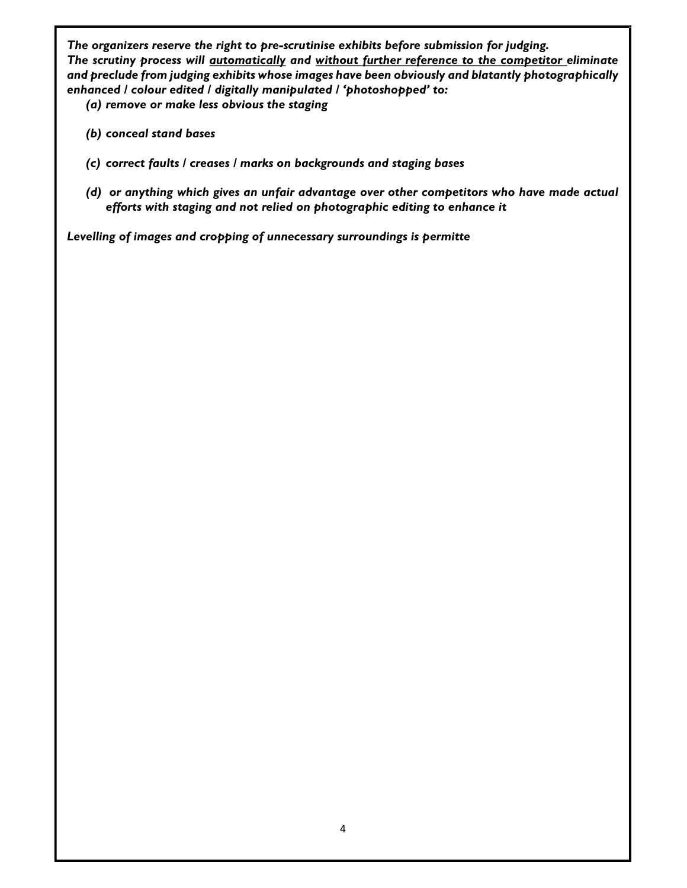***The organizers reserve the right to pre-scrutinise exhibits before submission for judging.***
***The scrutiny process will <u>automatically</u> and <u>without further reference to the competitor</u> eliminate and preclude from judging exhibits whose images have been obviously and blatantly photographically enhanced / colour edited / digitally manipulated / 'photoshopped' to:***

***(a) remove or make less obvious the staging***

***(b) conceal stand bases***

***(c) correct faults / creases / marks on backgrounds and staging bases***

***(d) or anything which gives an unfair advantage over other competitors who have made actual efforts with staging and not relied on photographic editing to enhance it***

***Levelling of images and cropping of unnecessary surroundings is permitte***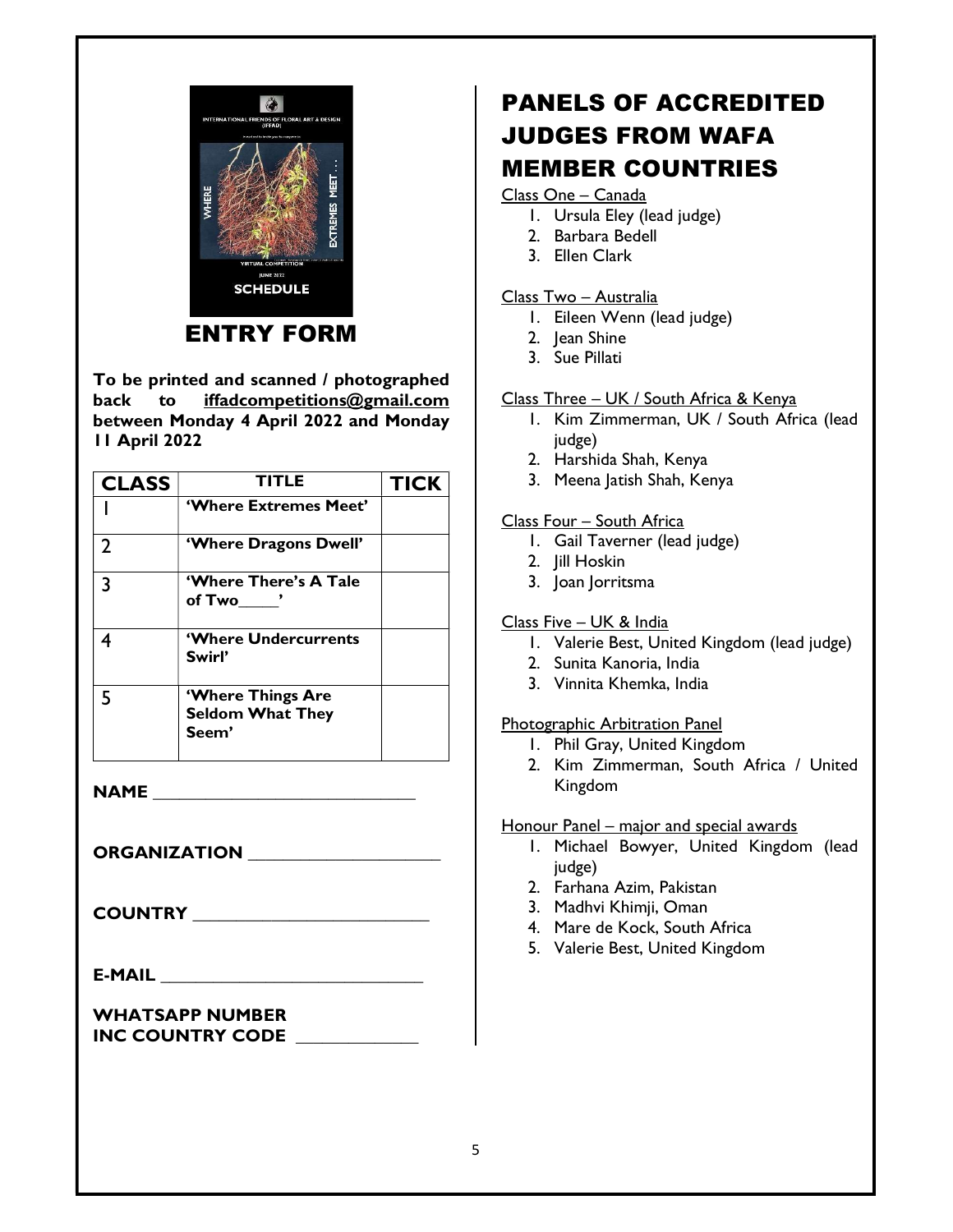## ENTRY FORM

**To be printed and scanned / photographed back to iffadcompetitions@gmail.com between Monday 4 April 2022 and Monday 11 April 2022**

| CLASS | TITLE | TICK |
|---|---|---|
| 1 | **'Where Extremes Meet'** | |
| 2 | **'Where Dragons Dwell'** | |
| 3 | **'Where There's A Tale of Two____'** | |
| 4 | **'Where Undercurrents Swirl'** | |
| 5 | **'Where Things Are Seldom What They Seem'** | |

**NAME** ___________________________

**ORGANIZATION** ___________________

**COUNTRY** ________________________

**E-MAIL** ___________________________

**WHATSAPP NUMBER INC COUNTRY CODE** ____________

# PANELS OF ACCREDITED JUDGES FROM WAFA MEMBER COUNTRIES

Class One – Canada

1. Ursula Eley (lead judge)
2. Barbara Bedell
3. Ellen Clark

Class Two – Australia

1. Eileen Wenn (lead judge)
2. Jean Shine
3. Sue Pillati

Class Three – UK / South Africa & Kenya

1. Kim Zimmerman, UK / South Africa (lead judge)
2. Harshida Shah, Kenya
3. Meena Jatish Shah, Kenya

Class Four – South Africa

1. Gail Taverner (lead judge)
2. Jill Hoskin
3. Joan Jorritsma

Class Five – UK & India

1. Valerie Best, United Kingdom (lead judge)
2. Sunita Kanoria, India
3. Vinnita Khemka, India

Photographic Arbitration Panel

1. Phil Gray, United Kingdom
2. Kim Zimmerman, South Africa / United Kingdom

Honour Panel – major and special awards

1. Michael Bowyer, United Kingdom (lead judge)
2. Farhana Azim, Pakistan
3. Madhvi Khimji, Oman
4. Mare de Kock, South Africa
5. Valerie Best, United Kingdom